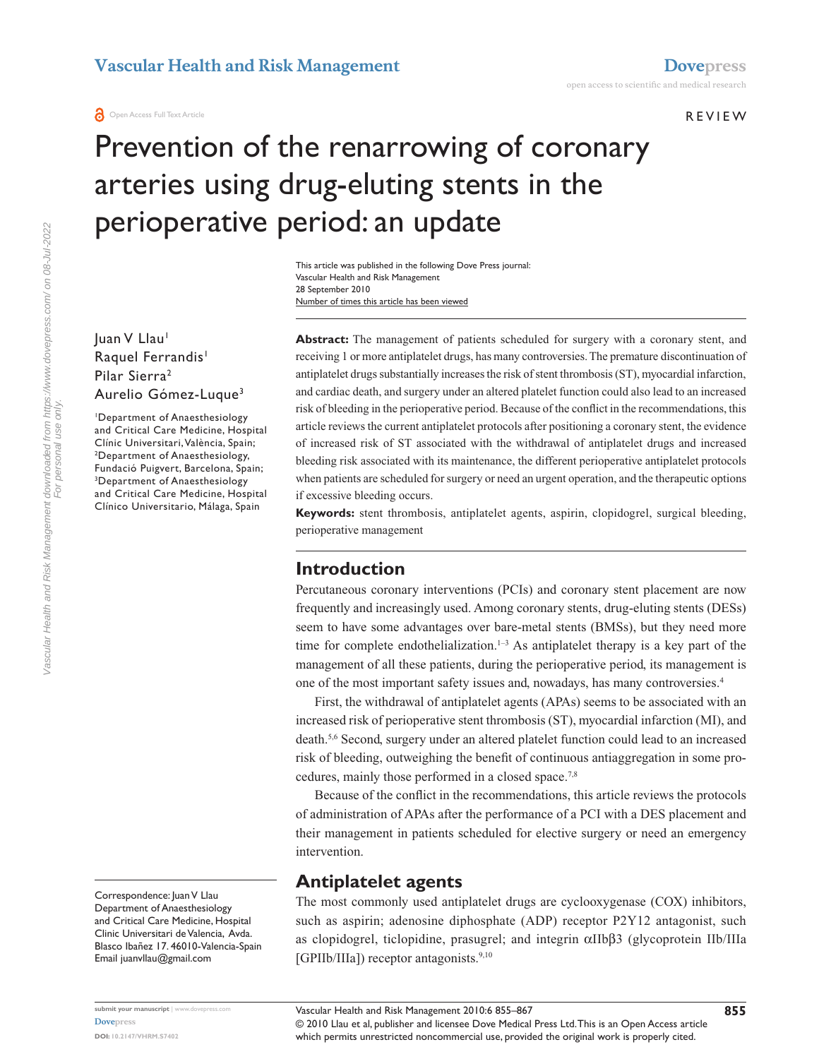# Prevention of the renarrowing of coronary arteries using drug-eluting stents in the perioperative period: an update

Juan V Llau[1]
Raquel Ferrandis[1]
Pilar Sierra[2]
Aurelio Gómez-Luque[3]

[1]Department of Anaesthesiology and Critical Care Medicine, Hospital Clínic Universitari, València, Spain; [2]Department of Anaesthesiology, Fundació Puigvert, Barcelona, Spain; [3]Department of Anaesthesiology and Critical Care Medicine, Hospital Clínico Universitario, Málaga, Spain

Correspondence: Juan V Llau
Department of Anaesthesiology and Critical Care Medicine, Hospital Clinic Universitari de Valencia, Avda. Blasco Ibañez 17. 46010-Valencia-Spain
Email juanvllau@gmail.com

**Abstract:** The management of patients scheduled for surgery with a coronary stent, and receiving 1 or more antiplatelet drugs, has many controversies. The premature discontinuation of antiplatelet drugs substantially increases the risk of stent thrombosis (ST), myocardial infarction, and cardiac death, and surgery under an altered platelet function could also lead to an increased risk of bleeding in the perioperative period. Because of the conflict in the recommendations, this article reviews the current antiplatelet protocols after positioning a coronary stent, the evidence of increased risk of ST associated with the withdrawal of antiplatelet drugs and increased bleeding risk associated with its maintenance, the different perioperative antiplatelet protocols when patients are scheduled for surgery or need an urgent operation, and the therapeutic options if excessive bleeding occurs.

**Keywords:** stent thrombosis, antiplatelet agents, aspirin, clopidogrel, surgical bleeding, perioperative management

## Introduction

Percutaneous coronary interventions (PCIs) and coronary stent placement are now frequently and increasingly used. Among coronary stents, drug-eluting stents (DESs) seem to have some advantages over bare-metal stents (BMSs), but they need more time for complete endothelialization.[1–3] As antiplatelet therapy is a key part of the management of all these patients, during the perioperative period, its management is one of the most important safety issues and, nowadays, has many controversies.[4]

First, the withdrawal of antiplatelet agents (APAs) seems to be associated with an increased risk of perioperative stent thrombosis (ST), myocardial infarction (MI), and death.[5,6] Second, surgery under an altered platelet function could lead to an increased risk of bleeding, outweighing the benefit of continuous antiaggregation in some procedures, mainly those performed in a closed space.[7,8]

Because of the conflict in the recommendations, this article reviews the protocols of administration of APAs after the performance of a PCI with a DES placement and their management in patients scheduled for elective surgery or need an emergency intervention.

## Antiplatelet agents

The most commonly used antiplatelet drugs are cyclooxygenase (COX) inhibitors, such as aspirin; adenosine diphosphate (ADP) receptor P2Y12 antagonist, such as clopidogrel, ticlopidine, prasugrel; and integrin $\alpha IIb\beta 3$ (glycoprotein IIb/IIIa [GPIIb/IIIa]) receptor antagonists.[9,10]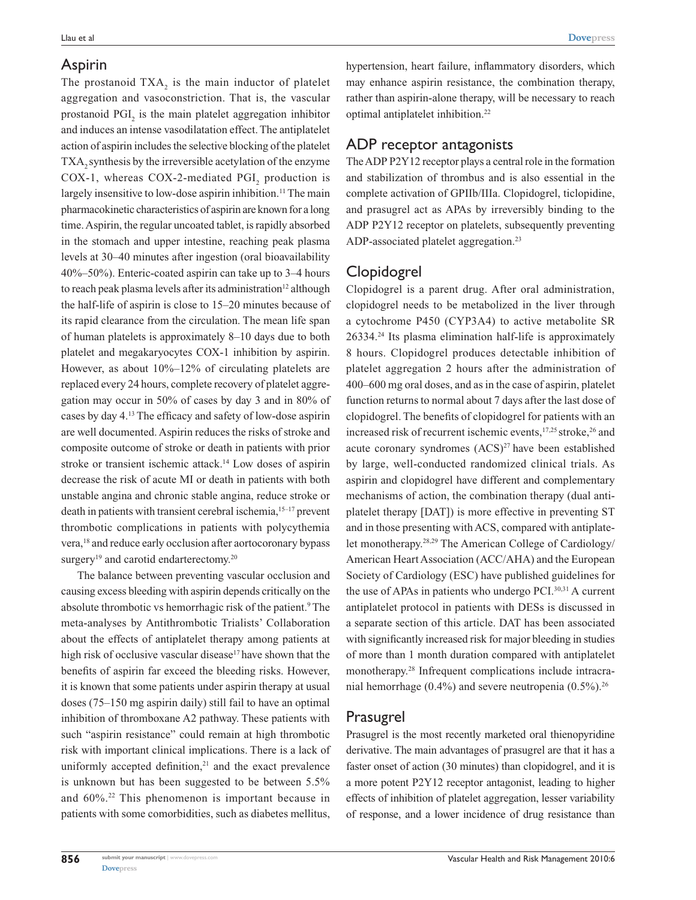## Aspirin

The prostanoid $TXA_2$ is the main inductor of platelet aggregation and vasoconstriction. That is, the vascular prostanoid $PGI_2$ is the main platelet aggregation inhibitor and induces an intense vasodilatation effect. The antiplatelet action of aspirin includes the selective blocking of the platelet $TXA_2$ synthesis by the irreversible acetylation of the enzyme COX-1, whereas COX-2-mediated $PGI_2$ production is largely insensitive to low-dose aspirin inhibition.[11] The main pharmacokinetic characteristics of aspirin are known for a long time. Aspirin, the regular uncoated tablet, is rapidly absorbed in the stomach and upper intestine, reaching peak plasma levels at 30–40 minutes after ingestion (oral bioavailability 40%–50%). Enteric-coated aspirin can take up to 3–4 hours to reach peak plasma levels after its administration[12] although the half-life of aspirin is close to 15–20 minutes because of its rapid clearance from the circulation. The mean life span of human platelets is approximately 8–10 days due to both platelet and megakaryocytes COX-1 inhibition by aspirin. However, as about 10%–12% of circulating platelets are replaced every 24 hours, complete recovery of platelet aggregation may occur in 50% of cases by day 3 and in 80% of cases by day 4.[13] The efficacy and safety of low-dose aspirin are well documented. Aspirin reduces the risks of stroke and composite outcome of stroke or death in patients with prior stroke or transient ischemic attack.[14] Low doses of aspirin decrease the risk of acute MI or death in patients with both unstable angina and chronic stable angina, reduce stroke or death in patients with transient cerebral ischemia,[15–17] prevent thrombotic complications in patients with polycythemia vera,[18] and reduce early occlusion after aortocoronary bypass surgery[19] and carotid endarterectomy.[20]

The balance between preventing vascular occlusion and causing excess bleeding with aspirin depends critically on the absolute thrombotic vs hemorrhagic risk of the patient.[9] The meta-analyses by Antithrombotic Trialists' Collaboration about the effects of antiplatelet therapy among patients at high risk of occlusive vascular disease[17] have shown that the benefits of aspirin far exceed the bleeding risks. However, it is known that some patients under aspirin therapy at usual doses (75–150 mg aspirin daily) still fail to have an optimal inhibition of thromboxane A2 pathway. These patients with such "aspirin resistance" could remain at high thrombotic risk with important clinical implications. There is a lack of uniformly accepted definition,[21] and the exact prevalence is unknown but has been suggested to be between 5.5% and 60%.[22] This phenomenon is important because in patients with some comorbidities, such as diabetes mellitus, hypertension, heart failure, inflammatory disorders, which may enhance aspirin resistance, the combination therapy, rather than aspirin-alone therapy, will be necessary to reach optimal antiplatelet inhibition.[22]

## ADP receptor antagonists

The ADP P2Y12 receptor plays a central role in the formation and stabilization of thrombus and is also essential in the complete activation of GPIIb/IIIa. Clopidogrel, ticlopidine, and prasugrel act as APAs by irreversibly binding to the ADP P2Y12 receptor on platelets, subsequently preventing ADP-associated platelet aggregation.[23]

## Clopidogrel

Clopidogrel is a parent drug. After oral administration, clopidogrel needs to be metabolized in the liver through a cytochrome P450 (CYP3A4) to active metabolite SR 26334.[24] Its plasma elimination half-life is approximately 8 hours. Clopidogrel produces detectable inhibition of platelet aggregation 2 hours after the administration of 400–600 mg oral doses, and as in the case of aspirin, platelet function returns to normal about 7 days after the last dose of clopidogrel. The benefits of clopidogrel for patients with an increased risk of recurrent ischemic events,[17,25] stroke,[26] and acute coronary syndromes (ACS)[27] have been established by large, well-conducted randomized clinical trials. As aspirin and clopidogrel have different and complementary mechanisms of action, the combination therapy (dual antiplatelet therapy [DAT]) is more effective in preventing ST and in those presenting with ACS, compared with antiplatelet monotherapy.[28,29] The American College of Cardiology/American Heart Association (ACC/AHA) and the European Society of Cardiology (ESC) have published guidelines for the use of APAs in patients who undergo PCI.[30,31] A current antiplatelet protocol in patients with DESs is discussed in a separate section of this article. DAT has been associated with significantly increased risk for major bleeding in studies of more than 1 month duration compared with antiplatelet monotherapy.[28] Infrequent complications include intracranial hemorrhage (0.4%) and severe neutropenia (0.5%).[26]

## Prasugrel

Prasugrel is the most recently marketed oral thienopyridine derivative. The main advantages of prasugrel are that it has a faster onset of action (30 minutes) than clopidogrel, and it is a more potent P2Y12 receptor antagonist, leading to higher effects of inhibition of platelet aggregation, lesser variability of response, and a lower incidence of drug resistance than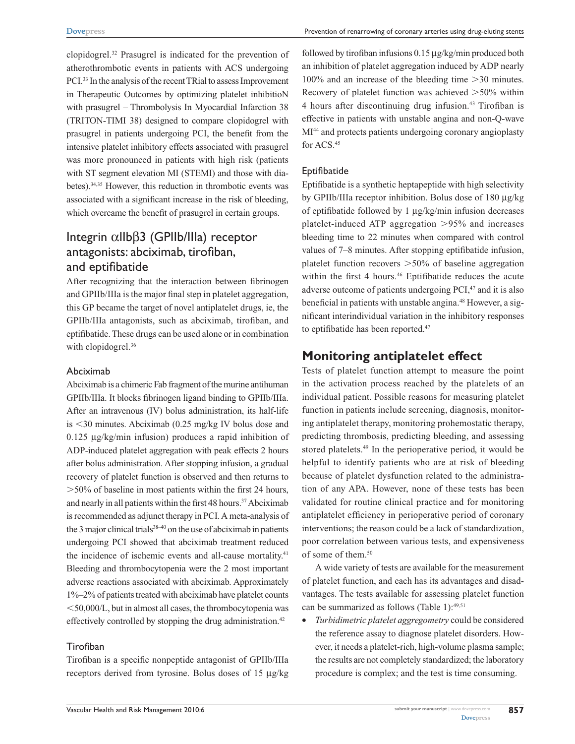clopidogrel.[32] Prasugrel is indicated for the prevention of atherothrombotic events in patients with ACS undergoing PCI.[33] In the analysis of the recent TRial to assess Improvement in Therapeutic Outcomes by optimizing platelet inhibitioN with prasugrel – Thrombolysis In Myocardial Infarction 38 (TRITON-TIMI 38) designed to compare clopidogrel with prasugrel in patients undergoing PCI, the benefit from the intensive platelet inhibitory effects associated with prasugrel was more pronounced in patients with high risk (patients with ST segment elevation MI (STEMI) and those with diabetes).[34,35] However, this reduction in thrombotic events was associated with a significant increase in the risk of bleeding, which overcame the benefit of prasugrel in certain groups.

## Integrin αIIbβ3 (GPIIb/IIIa) receptor antagonists: abciximab, tirofiban, and eptifibatide

After recognizing that the interaction between fibrinogen and GPIIb/IIIa is the major final step in platelet aggregation, this GP became the target of novel antiplatelet drugs, ie, the GPIIb/IIIa antagonists, such as abciximab, tirofiban, and eptifibatide. These drugs can be used alone or in combination with clopidogrel.[36]

### Abciximab

Abciximab is a chimeric Fab fragment of the murine antihuman GPIIb/IIIa. It blocks fibrinogen ligand binding to GPIIb/IIIa. After an intravenous (IV) bolus administration, its half-life is <30 minutes. Abciximab (0.25 mg/kg IV bolus dose and 0.125 μg/kg/min infusion) produces a rapid inhibition of ADP-induced platelet aggregation with peak effects 2 hours after bolus administration. After stopping infusion, a gradual recovery of platelet function is observed and then returns to >50% of baseline in most patients within the first 24 hours, and nearly in all patients within the first 48 hours.[37] Abciximab is recommended as adjunct therapy in PCI. A meta-analysis of the 3 major clinical trials[38–40] on the use of abciximab in patients undergoing PCI showed that abciximab treatment reduced the incidence of ischemic events and all-cause mortality.[41] Bleeding and thrombocytopenia were the 2 most important adverse reactions associated with abciximab. Approximately 1%–2% of patients treated with abciximab have platelet counts <50,000/L, but in almost all cases, the thrombocytopenia was effectively controlled by stopping the drug administration.[42]

### Tirofiban

Tirofiban is a specific nonpeptide antagonist of GPIIb/IIIa receptors derived from tyrosine. Bolus doses of 15 μg/kg followed by tirofiban infusions 0.15 μg/kg/min produced both an inhibition of platelet aggregation induced by ADP nearly 100% and an increase of the bleeding time >30 minutes. Recovery of platelet function was achieved >50% within 4 hours after discontinuing drug infusion.[43] Tirofiban is effective in patients with unstable angina and non-Q-wave MI[44] and protects patients undergoing coronary angioplasty for ACS.[45]

### Eptifibatide

Eptifibatide is a synthetic heptapeptide with high selectivity by GPIIb/IIIa receptor inhibition. Bolus dose of 180 μg/kg of eptifibatide followed by 1 μg/kg/min infusion decreases platelet-induced ATP aggregation >95% and increases bleeding time to 22 minutes when compared with control values of 7–8 minutes. After stopping eptifibatide infusion, platelet function recovers >50% of baseline aggregation within the first 4 hours.[46] Eptifibatide reduces the acute adverse outcome of patients undergoing PCI,[47] and it is also beneficial in patients with unstable angina.[48] However, a significant interindividual variation in the inhibitory responses to eptifibatide has been reported.[47]

## Monitoring antiplatelet effect

Tests of platelet function attempt to measure the point in the activation process reached by the platelets of an individual patient. Possible reasons for measuring platelet function in patients include screening, diagnosis, monitoring antiplatelet therapy, monitoring prohemostatic therapy, predicting thrombosis, predicting bleeding, and assessing stored platelets.[49] In the perioperative period, it would be helpful to identify patients who are at risk of bleeding because of platelet dysfunction related to the administration of any APA. However, none of these tests has been validated for routine clinical practice and for monitoring antiplatelet efficiency in perioperative period of coronary interventions; the reason could be a lack of standardization, poor correlation between various tests, and expensiveness of some of them.[50]

A wide variety of tests are available for the measurement of platelet function, and each has its advantages and disadvantages. The tests available for assessing platelet function can be summarized as follows (Table 1):[49,51]

- *Turbidimetric platelet aggregometry* could be considered the reference assay to diagnose platelet disorders. However, it needs a platelet-rich, high-volume plasma sample; the results are not completely standardized; the laboratory procedure is complex; and the test is time consuming.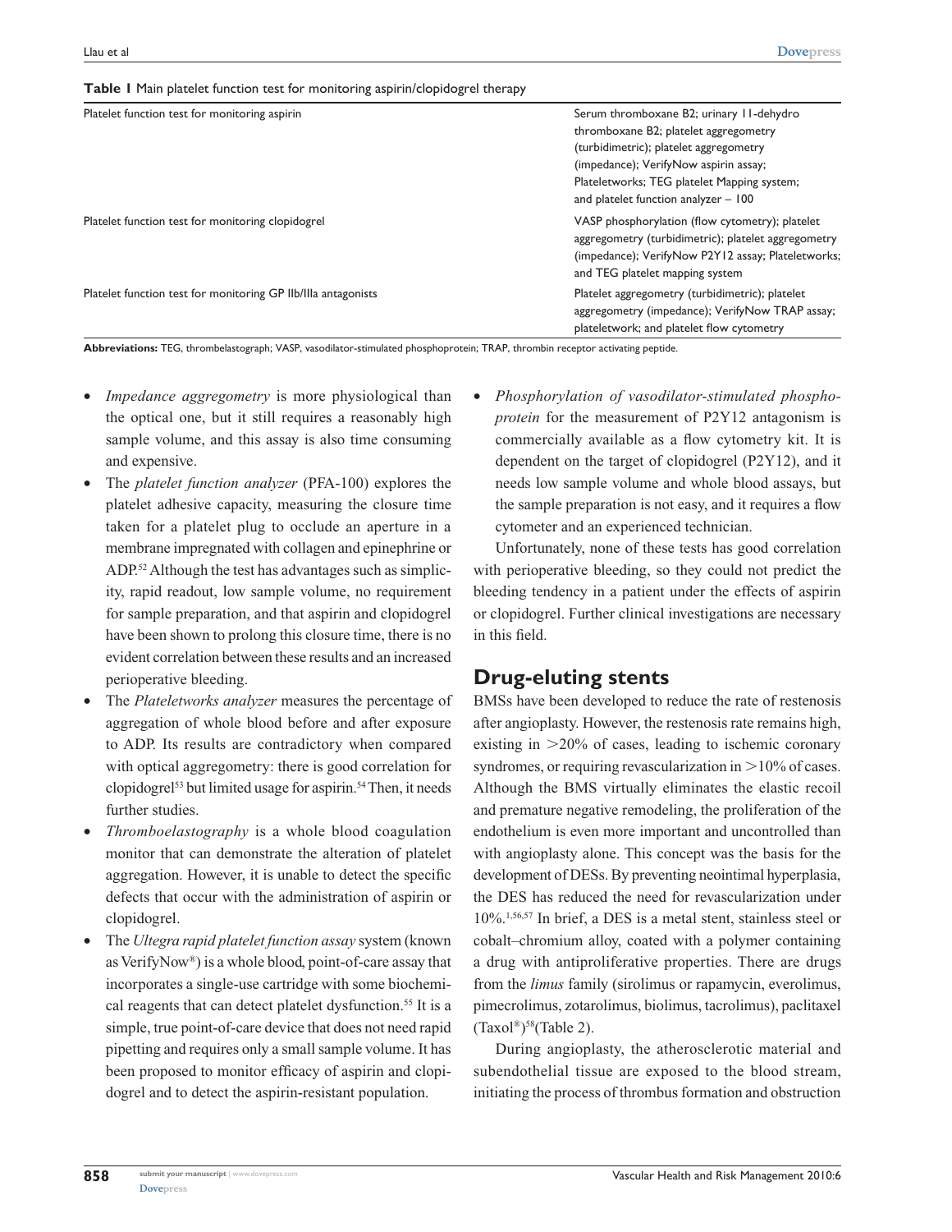**Table 1** Main platelet function test for monitoring aspirin/clopidogrel therapy

| | |
|---|---|
| Platelet function test for monitoring aspirin | Serum thromboxane B2; urinary 11-dehydro thromboxane B2; platelet aggregometry (turbidimetric); platelet aggregometry (impedance); VerifyNow aspirin assay; Plateletworks; TEG platelet Mapping system; and platelet function analyzer – 100 |
| Platelet function test for monitoring clopidogrel | VASP phosphorylation (flow cytometry); platelet aggregometry (turbidimetric); platelet aggregometry (impedance); VerifyNow P2Y12 assay; Plateletworks; and TEG platelet mapping system |
| Platelet function test for monitoring GP IIb/IIIa antagonists | Platelet aggregometry (turbidimetric); platelet aggregometry (impedance); VerifyNow TRAP assay; plateletwork; and platelet flow cytometry |

**Abbreviations:** TEG, thrombelastograph; VASP, vasodilator-stimulated phosphoprotein; TRAP, thrombin receptor activating peptide.

- *Impedance aggregometry* is more physiological than the optical one, but it still requires a reasonably high sample volume, and this assay is also time consuming and expensive.
- The *platelet function analyzer* (PFA-100) explores the platelet adhesive capacity, measuring the closure time taken for a platelet plug to occlude an aperture in a membrane impregnated with collagen and epinephrine or ADP.[52] Although the test has advantages such as simplicity, rapid readout, low sample volume, no requirement for sample preparation, and that aspirin and clopidogrel have been shown to prolong this closure time, there is no evident correlation between these results and an increased perioperative bleeding.
- The *Plateletworks analyzer* measures the percentage of aggregation of whole blood before and after exposure to ADP. Its results are contradictory when compared with optical aggregometry: there is good correlation for clopidogrel[53] but limited usage for aspirin.[54] Then, it needs further studies.
- *Thromboelastography* is a whole blood coagulation monitor that can demonstrate the alteration of platelet aggregation. However, it is unable to detect the specific defects that occur with the administration of aspirin or clopidogrel.
- The *Ultegra rapid platelet function assay* system (known as VerifyNow®) is a whole blood, point-of-care assay that incorporates a single-use cartridge with some biochemical reagents that can detect platelet dysfunction.[55] It is a simple, true point-of-care device that does not need rapid pipetting and requires only a small sample volume. It has been proposed to monitor efficacy of aspirin and clopidogrel and to detect the aspirin-resistant population.
- *Phosphorylation of vasodilator-stimulated phosphoprotein* for the measurement of P2Y12 antagonism is commercially available as a flow cytometry kit. It is dependent on the target of clopidogrel (P2Y12), and it needs low sample volume and whole blood assays, but the sample preparation is not easy, and it requires a flow cytometer and an experienced technician.

Unfortunately, none of these tests has good correlation with perioperative bleeding, so they could not predict the bleeding tendency in a patient under the effects of aspirin or clopidogrel. Further clinical investigations are necessary in this field.

## Drug-eluting stents

BMSs have been developed to reduce the rate of restenosis after angioplasty. However, the restenosis rate remains high, existing in >20% of cases, leading to ischemic coronary syndromes, or requiring revascularization in >10% of cases. Although the BMS virtually eliminates the elastic recoil and premature negative remodeling, the proliferation of the endothelium is even more important and uncontrolled than with angioplasty alone. This concept was the basis for the development of DESs. By preventing neointimal hyperplasia, the DES has reduced the need for revascularization under 10%.[1,56,57] In brief, a DES is a metal stent, stainless steel or cobalt–chromium alloy, coated with a polymer containing a drug with antiproliferative properties. There are drugs from the *limus* family (sirolimus or rapamycin, everolimus, pimecrolimus, zotarolimus, biolimus, tacrolimus), paclitaxel (Taxol®)[58](Table 2).

During angioplasty, the atherosclerotic material and subendothelial tissue are exposed to the blood stream, initiating the process of thrombus formation and obstruction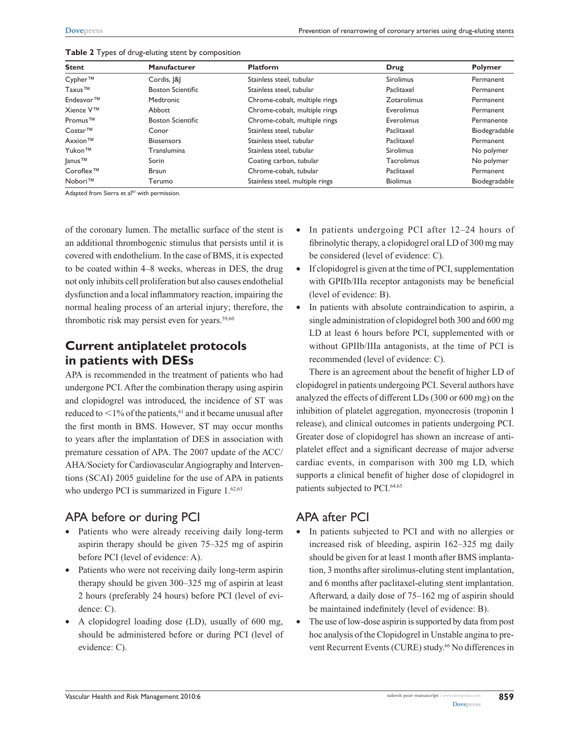**Table 2** Types of drug-eluting stent by composition

| Stent | Manufacturer | Platform | Drug | Polymer |
|---|---|---|---|---|
| Cypher™ | Cordis, J&J | Stainless steel, tubular | Sirolimus | Permanent |
| Taxus™ | Boston Scientific | Stainless steel, tubular | Paclitaxel | Permanent |
| Endeavor™ | Medtronic | Chrome-cobalt, multiple rings | Zotarolimus | Permanent |
| Xience V™ | Abbott | Chrome-cobalt, multiple rings | Everolimus | Permanent |
| Promus™ | Boston Scientific | Chrome-cobalt, multiple rings | Everolimus | Permanente |
| Costar™ | Conor | Stainless steel, tubular | Paclitaxel | Biodegradable |
| Axxion™ | Biosensors | Stainless steel, tubular | Paclitaxel | Permanent |
| Yukon™ | Translumina | Stainless steel, tubular | Sirolimus | No polymer |
| Janus™ | Sorin | Coating carbon, tubular | Tacrolimus | No polymer |
| Coroflex™ | Braun | Chrome-cobalt, tubular | Paclitaxel | Permanent |
| Nobori™ | Terumo | Stainless steel, multiple rings | Biolimus | Biodegradable |

Adapted from Sierra et al[97] with permission.

of the coronary lumen. The metallic surface of the stent is an additional thrombogenic stimulus that persists until it is covered with endothelium. In the case of BMS, it is expected to be coated within 4–8 weeks, whereas in DES, the drug not only inhibits cell proliferation but also causes endothelial dysfunction and a local inflammatory reaction, impairing the normal healing process of an arterial injury; therefore, the thrombotic risk may persist even for years.[59,60]

## Current antiplatelet protocols in patients with DESs

APA is recommended in the treatment of patients who had undergone PCI. After the combination therapy using aspirin and clopidogrel was introduced, the incidence of ST was reduced to <1% of the patients,[61] and it became unusual after the first month in BMS. However, ST may occur months to years after the implantation of DES in association with premature cessation of APA. The 2007 update of the ACC/AHA/Society for Cardiovascular Angiography and Interventions (SCAI) 2005 guideline for the use of APA in patients who undergo PCI is summarized in Figure 1.[62,63]

### APA before or during PCI

- Patients who were already receiving daily long-term aspirin therapy should be given 75–325 mg of aspirin before PCI (level of evidence: A).
- Patients who were not receiving daily long-term aspirin therapy should be given 300–325 mg of aspirin at least 2 hours (preferably 24 hours) before PCI (level of evidence: C).
- A clopidogrel loading dose (LD), usually of 600 mg, should be administered before or during PCI (level of evidence: C).
- In patients undergoing PCI after 12–24 hours of fibrinolytic therapy, a clopidogrel oral LD of 300 mg may be considered (level of evidence: C).
- If clopidogrel is given at the time of PCI, supplementation with GPIIb/IIIa receptor antagonists may be beneficial (level of evidence: B).
- In patients with absolute contraindication to aspirin, a single administration of clopidogrel both 300 and 600 mg LD at least 6 hours before PCI, supplemented with or without GPIIb/IIIa antagonists, at the time of PCI is recommended (level of evidence: C).

There is an agreement about the benefit of higher LD of clopidogrel in patients undergoing PCI. Several authors have analyzed the effects of different LDs (300 or 600 mg) on the inhibition of platelet aggregation, myonecrosis (troponin I release), and clinical outcomes in patients undergoing PCI. Greater dose of clopidogrel has shown an increase of antiplatelet effect and a significant decrease of major adverse cardiac events, in comparison with 300 mg LD, which supports a clinical benefit of higher dose of clopidogrel in patients subjected to PCI.[64,65]

### APA after PCI

- In patients subjected to PCI and with no allergies or increased risk of bleeding, aspirin 162–325 mg daily should be given for at least 1 month after BMS implantation, 3 months after sirolimus-eluting stent implantation, and 6 months after paclitaxel-eluting stent implantation. Afterward, a daily dose of 75–162 mg of aspirin should be maintained indefinitely (level of evidence: B).
- The use of low-dose aspirin is supported by data from post hoc analysis of the Clopidogrel in Unstable angina to prevent Recurrent Events (CURE) study.[66] No differences in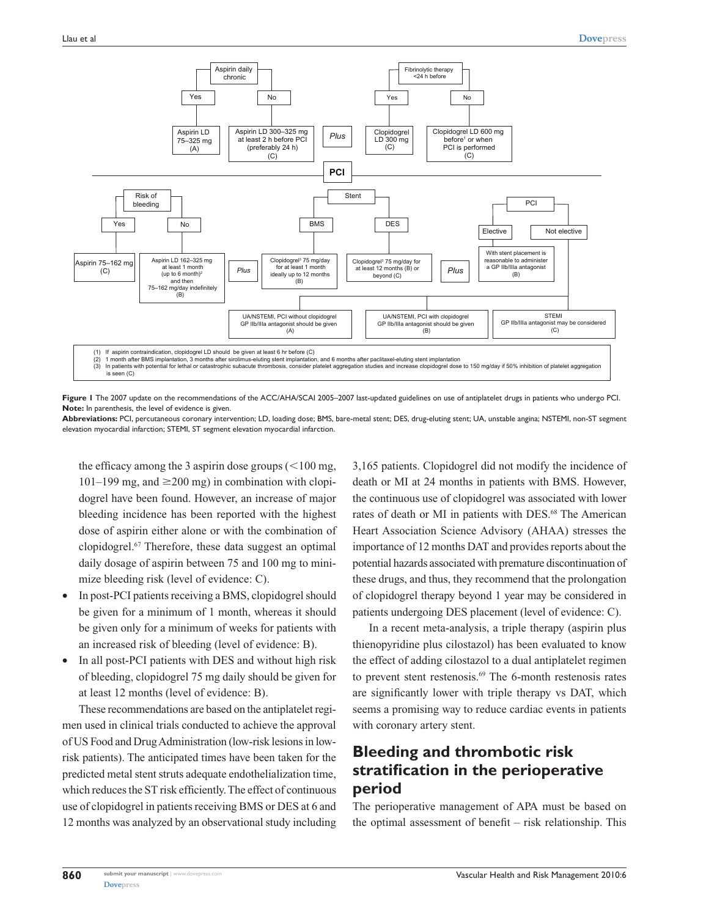Aspirin daily chronic
- Yes: Aspirin LD 75–325 mg (A)
- No: Aspirin LD 300–325 mg at least 2 h before PCI (preferably 24 h) (C)

*Plus*

Fibrinolytic therapy <24 h before
- Yes: Clopidogrel LD 300 mg (C)
- No: Clopidogrel LD 600 mg before[1] or when PCI is performed (C)

**PCI**

Risk of bleeding
- Yes: Aspirin 75–162 mg (C)
- No: Aspirin LD 162–325 mg at least 1 month (up to 6 month)[2] and then 75–162 mg/day indefinitely (B)

*Plus*

Stent
- BMS: Clopidogrel[3] 75 mg/day for at least 1 month ideally up to 12 months (B)
- DES: Clopidogrel[3] 75 mg/day for at least 12 months (B) or beyond (C)

*Plus*

PCI
- Elective: With stent placement is reasonable to administer a GP IIb/IIIa antagonist (B)
- Not elective:
  - UA/NSTEMI, PCI without clopidogrel GP IIb/IIIa antagonist should be given (A)
  - UA/NSTEMI, PCI with clopidogrel GP IIb/IIIa antagonist should be given (B)
  - STEMI GP IIb/IIIa antagonist may be considered (C)

(1) If aspirin contraindication, clopidogrel LD should be given at least 6 hr before (C)
(2) 1 month after BMS implantation, 3 months after sirolimus-eluting stent implantation, and 6 months after paclitaxel-eluting stent implantation
(3) In patients with potential for lethal or catastrophic subacute thrombosis, consider platelet aggregation studies and increase clopidogrel dose to 150 mg/day if 50% inhibition of platelet aggregation is seen (C)

**Figure 1** The 2007 update on the recommendations of the ACC/AHA/SCAI 2005–2007 last-updated guidelines on use of antiplatelet drugs in patients who undergo PCI.
**Note:** In parenthesis, the level of evidence is given.
**Abbreviations:** PCI, percutaneous coronary intervention; LD, loading dose; BMS, bare-metal stent; DES, drug-eluting stent; UA, unstable angina; NSTEMI, non-ST segment elevation myocardial infarction; STEMI, ST segment elevation myocardial infarction.

the efficacy among the 3 aspirin dose groups (<100 mg, 101–199 mg, and ≥200 mg) in combination with clopidogrel have been found. However, an increase of major bleeding incidence has been reported with the highest dose of aspirin either alone or with the combination of clopidogrel.[67] Therefore, these data suggest an optimal daily dosage of aspirin between 75 and 100 mg to minimize bleeding risk (level of evidence: C).

- In post-PCI patients receiving a BMS, clopidogrel should be given for a minimum of 1 month, whereas it should be given only for a minimum of weeks for patients with an increased risk of bleeding (level of evidence: B).
- In all post-PCI patients with DES and without high risk of bleeding, clopidogrel 75 mg daily should be given for at least 12 months (level of evidence: B).

These recommendations are based on the antiplatelet regimen used in clinical trials conducted to achieve the approval of US Food and Drug Administration (low-risk lesions in low-risk patients). The anticipated times have been taken for the predicted metal stent struts adequate endothelialization time, which reduces the ST risk efficiently. The effect of continuous use of clopidogrel in patients receiving BMS or DES at 6 and 12 months was analyzed by an observational study including 3,165 patients. Clopidogrel did not modify the incidence of death or MI at 24 months in patients with BMS. However, the continuous use of clopidogrel was associated with lower rates of death or MI in patients with DES.[68] The American Heart Association Science Advisory (AHAA) stresses the importance of 12 months DAT and provides reports about the potential hazards associated with premature discontinuation of these drugs, and thus, they recommend that the prolongation of clopidogrel therapy beyond 1 year may be considered in patients undergoing DES placement (level of evidence: C).

In a recent meta-analysis, a triple therapy (aspirin plus thienopyridine plus cilostazol) has been evaluated to know the effect of adding cilostazol to a dual antiplatelet regimen to prevent stent restenosis.[69] The 6-month restenosis rates are significantly lower with triple therapy vs DAT, which seems a promising way to reduce cardiac events in patients with coronary artery stent.

## Bleeding and thrombotic risk stratification in the perioperative period

The perioperative management of APA must be based on the optimal assessment of benefit – risk relationship. This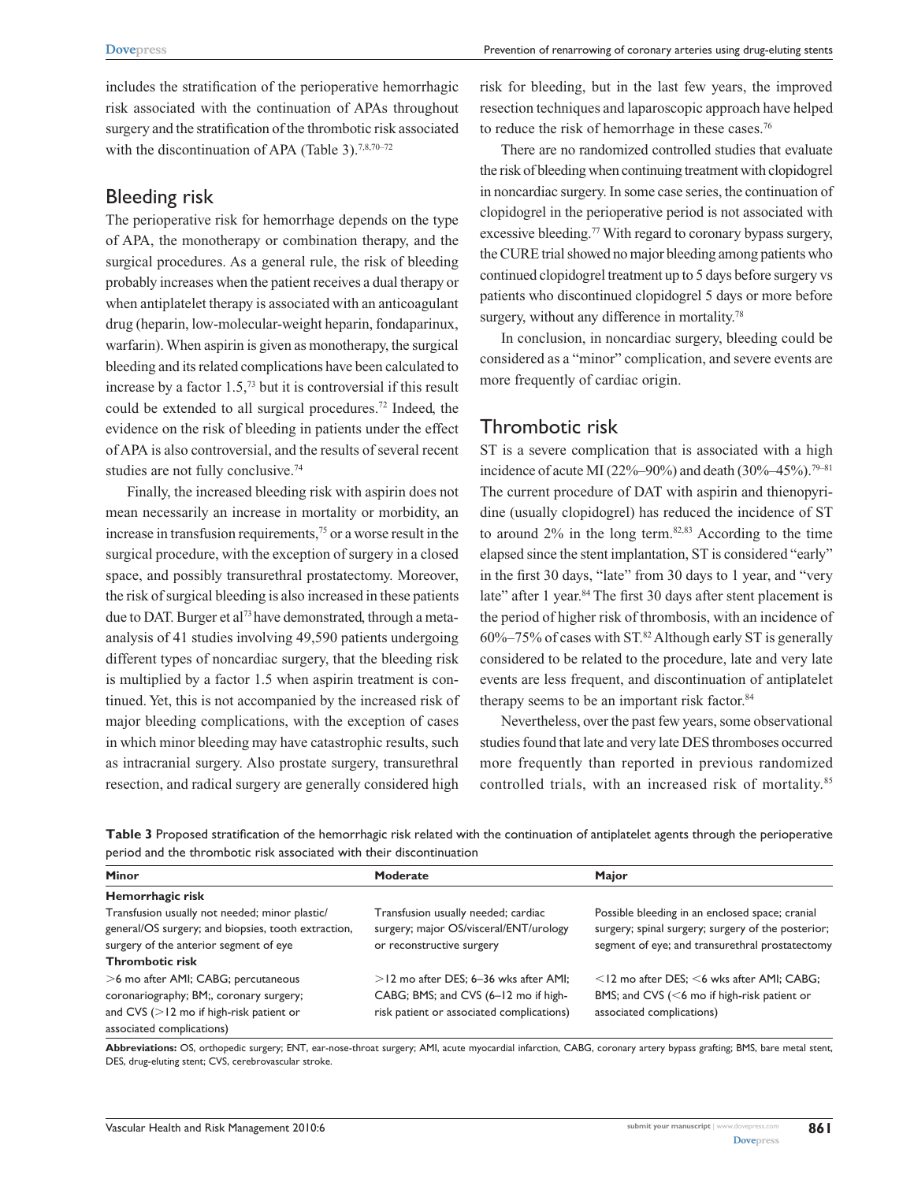includes the stratification of the perioperative hemorrhagic risk associated with the continuation of APAs throughout surgery and the stratification of the thrombotic risk associated with the discontinuation of APA (Table 3).[7,8,70–72]

## Bleeding risk

The perioperative risk for hemorrhage depends on the type of APA, the monotherapy or combination therapy, and the surgical procedures. As a general rule, the risk of bleeding probably increases when the patient receives a dual therapy or when antiplatelet therapy is associated with an anticoagulant drug (heparin, low-molecular-weight heparin, fondaparinux, warfarin). When aspirin is given as monotherapy, the surgical bleeding and its related complications have been calculated to increase by a factor 1.5,[73] but it is controversial if this result could be extended to all surgical procedures.[72] Indeed, the evidence on the risk of bleeding in patients under the effect of APA is also controversial, and the results of several recent studies are not fully conclusive.[74]

Finally, the increased bleeding risk with aspirin does not mean necessarily an increase in mortality or morbidity, an increase in transfusion requirements,[75] or a worse result in the surgical procedure, with the exception of surgery in a closed space, and possibly transurethral prostatectomy. Moreover, the risk of surgical bleeding is also increased in these patients due to DAT. Burger et al[73] have demonstrated, through a meta-analysis of 41 studies involving 49,590 patients undergoing different types of noncardiac surgery, that the bleeding risk is multiplied by a factor 1.5 when aspirin treatment is continued. Yet, this is not accompanied by the increased risk of major bleeding complications, with the exception of cases in which minor bleeding may have catastrophic results, such as intracranial surgery. Also prostate surgery, transurethral resection, and radical surgery are generally considered high risk for bleeding, but in the last few years, the improved resection techniques and laparoscopic approach have helped to reduce the risk of hemorrhage in these cases.[76]

There are no randomized controlled studies that evaluate the risk of bleeding when continuing treatment with clopidogrel in noncardiac surgery. In some case series, the continuation of clopidogrel in the perioperative period is not associated with excessive bleeding.[77] With regard to coronary bypass surgery, the CURE trial showed no major bleeding among patients who continued clopidogrel treatment up to 5 days before surgery vs patients who discontinued clopidogrel 5 days or more before surgery, without any difference in mortality.[78]

In conclusion, in noncardiac surgery, bleeding could be considered as a "minor" complication, and severe events are more frequently of cardiac origin.

## Thrombotic risk

ST is a severe complication that is associated with a high incidence of acute MI (22%–90%) and death (30%–45%).[79–81] The current procedure of DAT with aspirin and thienopyridine (usually clopidogrel) has reduced the incidence of ST to around 2% in the long term.[82,83] According to the time elapsed since the stent implantation, ST is considered "early" in the first 30 days, "late" from 30 days to 1 year, and "very late" after 1 year.[84] The first 30 days after stent placement is the period of higher risk of thrombosis, with an incidence of 60%–75% of cases with ST.[82] Although early ST is generally considered to be related to the procedure, late and very late events are less frequent, and discontinuation of antiplatelet therapy seems to be an important risk factor.[84]

Nevertheless, over the past few years, some observational studies found that late and very late DES thromboses occurred more frequently than reported in previous randomized controlled trials, with an increased risk of mortality.[85]

**Table 3** Proposed stratification of the hemorrhagic risk related with the continuation of antiplatelet agents through the perioperative period and the thrombotic risk associated with their discontinuation

| Minor | Moderate | Major |
|---|---|---|
| **Hemorrhagic risk** | | |
| Transfusion usually not needed; minor plastic/general/OS surgery; and biopsies, tooth extraction, surgery of the anterior segment of eye | Transfusion usually needed; cardiac surgery; major OS/visceral/ENT/urology or reconstructive surgery | Possible bleeding in an enclosed space; cranial surgery; spinal surgery; surgery of the posterior; segment of eye; and transurethral prostatectomy |
| **Thrombotic risk** | | |
| >6 mo after AMI; CABG; percutaneous coronariography; BM;, coronary surgery; and CVS (>12 mo if high-risk patient or associated complications) | >12 mo after DES; 6–36 wks after AMI; CABG; BMS; and CVS (6–12 mo if high-risk patient or associated complications) | <12 mo after DES; <6 wks after AMI; CABG; BMS; and CVS (<6 mo if high-risk patient or associated complications) |

**Abbreviations:** OS, orthopedic surgery; ENT, ear-nose-throat surgery; AMI, acute myocardial infarction, CABG, coronary artery bypass grafting; BMS, bare metal stent, DES, drug-eluting stent; CVS, cerebrovascular stroke.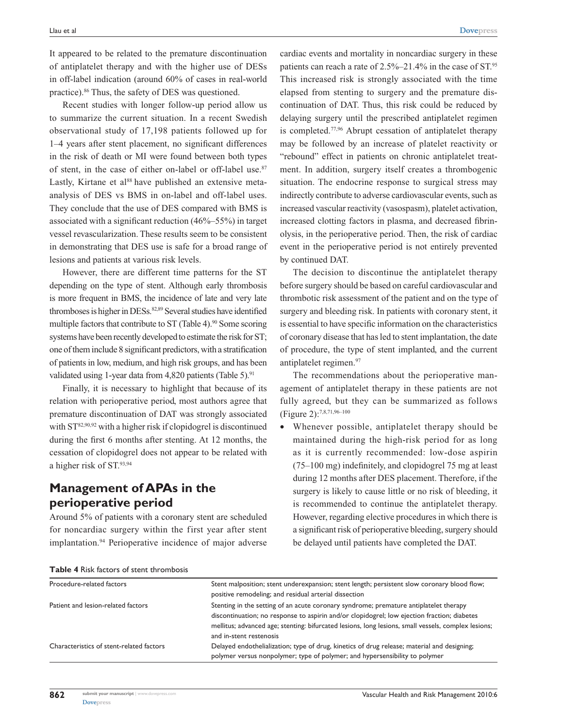It appeared to be related to the premature discontinuation of antiplatelet therapy and with the higher use of DESs in off-label indication (around 60% of cases in real-world practice).[86] Thus, the safety of DES was questioned.

Recent studies with longer follow-up period allow us to summarize the current situation. In a recent Swedish observational study of 17,198 patients followed up for 1–4 years after stent placement, no significant differences in the risk of death or MI were found between both types of stent, in the case of either on-label or off-label use.[87] Lastly, Kirtane et al[88] have published an extensive meta-analysis of DES vs BMS in on-label and off-label uses. They conclude that the use of DES compared with BMS is associated with a significant reduction (46%–55%) in target vessel revascularization. These results seem to be consistent in demonstrating that DES use is safe for a broad range of lesions and patients at various risk levels.

However, there are different time patterns for the ST depending on the type of stent. Although early thrombosis is more frequent in BMS, the incidence of late and very late thromboses is higher in DESs.[82,89] Several studies have identified multiple factors that contribute to ST (Table 4).[90] Some scoring systems have been recently developed to estimate the risk for ST; one of them include 8 significant predictors, with a stratification of patients in low, medium, and high risk groups, and has been validated using 1-year data from 4,820 patients (Table 5).[91]

Finally, it is necessary to highlight that because of its relation with perioperative period, most authors agree that premature discontinuation of DAT was strongly associated with ST[82,90,92] with a higher risk if clopidogrel is discontinued during the first 6 months after stenting. At 12 months, the cessation of clopidogrel does not appear to be related with a higher risk of ST.[93,94]

## Management of APAs in the perioperative period

Around 5% of patients with a coronary stent are scheduled for noncardiac surgery within the first year after stent implantation.[94] Perioperative incidence of major adverse cardiac events and mortality in noncardiac surgery in these patients can reach a rate of 2.5%–21.4% in the case of ST.[95] This increased risk is strongly associated with the time elapsed from stenting to surgery and the premature discontinuation of DAT. Thus, this risk could be reduced by delaying surgery until the prescribed antiplatelet regimen is completed.[77,96] Abrupt cessation of antiplatelet therapy may be followed by an increase of platelet reactivity or "rebound" effect in patients on chronic antiplatelet treatment. In addition, surgery itself creates a thrombogenic situation. The endocrine response to surgical stress may indirectly contribute to adverse cardiovascular events, such as increased vascular reactivity (vasospasm), platelet activation, increased clotting factors in plasma, and decreased fibrinolysis, in the perioperative period. Then, the risk of cardiac event in the perioperative period is not entirely prevented by continued DAT.

The decision to discontinue the antiplatelet therapy before surgery should be based on careful cardiovascular and thrombotic risk assessment of the patient and on the type of surgery and bleeding risk. In patients with coronary stent, it is essential to have specific information on the characteristics of coronary disease that has led to stent implantation, the date of procedure, the type of stent implanted, and the current antiplatelet regimen.[97]

The recommendations about the perioperative management of antiplatelet therapy in these patients are not fully agreed, but they can be summarized as follows (Figure 2):[7,8,71,96–100]

- Whenever possible, antiplatelet therapy should be maintained during the high-risk period for as long as it is currently recommended: low-dose aspirin (75–100 mg) indefinitely, and clopidogrel 75 mg at least during 12 months after DES placement. Therefore, if the surgery is likely to cause little or no risk of bleeding, it is recommended to continue the antiplatelet therapy. However, regarding elective procedures in which there is a significant risk of perioperative bleeding, surgery should be delayed until patients have completed the DAT.

**Table 4** Risk factors of stent thrombosis

| | |
|---|---|
| Procedure-related factors | Stent malposition; stent underexpansion; stent length; persistent slow coronary blood flow; positive remodeling; and residual arterial dissection |
| Patient and lesion-related factors | Stenting in the setting of an acute coronary syndrome; premature antiplatelet therapy discontinuation; no response to aspirin and/or clopidogrel; low ejection fraction; diabetes mellitus; advanced age; stenting: bifurcated lesions, long lesions, small vessels, complex lesions; and in-stent restenosis |
| Characteristics of stent-related factors | Delayed endothelialization; type of drug, kinetics of drug release; material and designing; polymer versus nonpolymer; type of polymer; and hypersensibility to polymer |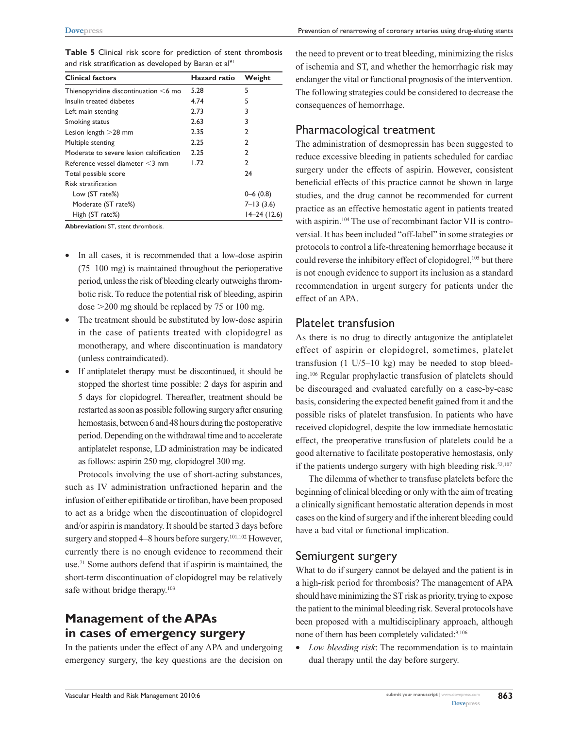**Table 5** Clinical risk score for prediction of stent thrombosis and risk stratification as developed by Baran et al[91]

| Clinical factors | Hazard ratio | Weight |
|---|---|---|
| Thienopyridine discontinuation <6 mo | 5.28 | 5 |
| Insulin treated diabetes | 4.74 | 5 |
| Left main stenting | 2.73 | 3 |
| Smoking status | 2.63 | 3 |
| Lesion length >28 mm | 2.35 | 2 |
| Multiple stenting | 2.25 | 2 |
| Moderate to severe lesion calcification | 2.25 | 2 |
| Reference vessel diameter <3 mm | 1.72 | 2 |
| Total possible score | | 24 |
| Risk stratification | | |
| Low (ST rate%) | | 0–6 (0.8) |
| Moderate (ST rate%) | | 7–13 (3.6) |
| High (ST rate%) | | 14–24 (12.6) |

**Abbreviation:** ST, stent thrombosis.

- In all cases, it is recommended that a low-dose aspirin (75–100 mg) is maintained throughout the perioperative period, unless the risk of bleeding clearly outweighs thrombotic risk. To reduce the potential risk of bleeding, aspirin dose >200 mg should be replaced by 75 or 100 mg.
- The treatment should be substituted by low-dose aspirin in the case of patients treated with clopidogrel as monotherapy, and where discontinuation is mandatory (unless contraindicated).
- If antiplatelet therapy must be discontinued, it should be stopped the shortest time possible: 2 days for aspirin and 5 days for clopidogrel. Thereafter, treatment should be restarted as soon as possible following surgery after ensuring hemostasis, between 6 and 48 hours during the postoperative period. Depending on the withdrawal time and to accelerate antiplatelet response, LD administration may be indicated as follows: aspirin 250 mg, clopidogrel 300 mg.

Protocols involving the use of short-acting substances, such as IV administration unfractioned heparin and the infusion of either epifibatide or tirofiban, have been proposed to act as a bridge when the discontinuation of clopidogrel and/or aspirin is mandatory. It should be started 3 days before surgery and stopped 4–8 hours before surgery.[101,102] However, currently there is no enough evidence to recommend their use.[71] Some authors defend that if aspirin is maintained, the short-term discontinuation of clopidogrel may be relatively safe without bridge therapy.[103]

## Management of the APAs in cases of emergency surgery

In the patients under the effect of any APA and undergoing emergency surgery, the key questions are the decision on the need to prevent or to treat bleeding, minimizing the risks of ischemia and ST, and whether the hemorrhagic risk may endanger the vital or functional prognosis of the intervention. The following strategies could be considered to decrease the consequences of hemorrhage.

### Pharmacological treatment

The administration of desmopressin has been suggested to reduce excessive bleeding in patients scheduled for cardiac surgery under the effects of aspirin. However, consistent beneficial effects of this practice cannot be shown in large studies, and the drug cannot be recommended for current practice as an effective hemostatic agent in patients treated with aspirin.[104] The use of recombinant factor VII is controversial. It has been included "off-label" in some strategies or protocols to control a life-threatening hemorrhage because it could reverse the inhibitory effect of clopidogrel,[105] but there is not enough evidence to support its inclusion as a standard recommendation in urgent surgery for patients under the effect of an APA.

### Platelet transfusion

As there is no drug to directly antagonize the antiplatelet effect of aspirin or clopidogrel, sometimes, platelet transfusion (1 U/5–10 kg) may be needed to stop bleeding.[106] Regular prophylactic transfusion of platelets should be discouraged and evaluated carefully on a case-by-case basis, considering the expected benefit gained from it and the possible risks of platelet transfusion. In patients who have received clopidogrel, despite the low immediate hemostatic effect, the preoperative transfusion of platelets could be a good alternative to facilitate postoperative hemostasis, only if the patients undergo surgery with high bleeding risk.[52,107]

The dilemma of whether to transfuse platelets before the beginning of clinical bleeding or only with the aim of treating a clinically significant hemostatic alteration depends in most cases on the kind of surgery and if the inherent bleeding could have a bad vital or functional implication.

### Semiurgent surgery

What to do if surgery cannot be delayed and the patient is in a high-risk period for thrombosis? The management of APA should have minimizing the ST risk as priority, trying to expose the patient to the minimal bleeding risk. Several protocols have been proposed with a multidisciplinary approach, although none of them has been completely validated:[9,106]

- *Low bleeding risk*: The recommendation is to maintain dual therapy until the day before surgery.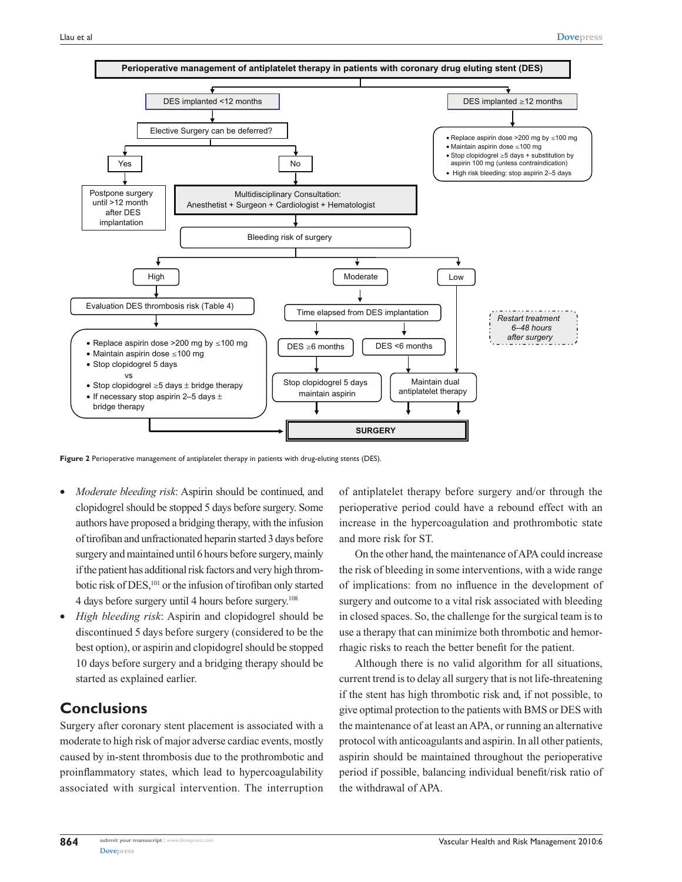Perioperative management of antiplatelet therapy in patients with coronary drug eluting stent (DES)

DES implanted <12 months

Elective Surgery can be deferred?

Yes

Postpone surgery until >12 month after DES implantation

No

Multidisciplinary Consultation: Anesthetist + Surgeon + Cardiologist + Hematologist

Bleeding risk of surgery

High

Evaluation DES thrombosis risk (Table 4)

- Replace aspirin dose >200 mg by ≤100 mg
- Maintain aspirin dose ≤100 mg
- Stop clopidogrel 5 days

vs

- Stop clopidogrel ≥5 days ± bridge therapy
- If necessary stop aspirin 2–5 days ± bridge therapy

Moderate

Time elapsed from DES implantation

DES ≥6 months

Stop clopidogrel 5 days maintain aspirin

DES <6 months

Maintain dual antiplatelet therapy

Low

SURGERY

DES implanted ≥12 months

- Replace aspirin dose >200 mg by ≤100 mg
- Maintain aspirin dose ≤100 mg
- Stop clopidogrel ≥5 days + substitution by aspirin 100 mg (unless contraindication)
- High risk bleeding: stop aspirin 2–5 days

*Restart treatment 6–48 hours after surgery*

**Figure 2** Perioperative management of antiplatelet therapy in patients with drug-eluting stents (DES).

- *Moderate bleeding risk*: Aspirin should be continued, and clopidogrel should be stopped 5 days before surgery. Some authors have proposed a bridging therapy, with the infusion of tirofiban and unfractionated heparin started 3 days before surgery and maintained until 6 hours before surgery, mainly if the patient has additional risk factors and very high thrombotic risk of DES,[101] or the infusion of tirofiban only started 4 days before surgery until 4 hours before surgery.[108]
- *High bleeding risk*: Aspirin and clopidogrel should be discontinued 5 days before surgery (considered to be the best option), or aspirin and clopidogrel should be stopped 10 days before surgery and a bridging therapy should be started as explained earlier.

## Conclusions

Surgery after coronary stent placement is associated with a moderate to high risk of major adverse cardiac events, mostly caused by in-stent thrombosis due to the prothrombotic and proinflammatory states, which lead to hypercoagulability associated with surgical intervention. The interruption of antiplatelet therapy before surgery and/or through the perioperative period could have a rebound effect with an increase in the hypercoagulation and prothrombotic state and more risk for ST.

On the other hand, the maintenance of APA could increase the risk of bleeding in some interventions, with a wide range of implications: from no influence in the development of surgery and outcome to a vital risk associated with bleeding in closed spaces. So, the challenge for the surgical team is to use a therapy that can minimize both thrombotic and hemorrhagic risks to reach the better benefit for the patient.

Although there is no valid algorithm for all situations, current trend is to delay all surgery that is not life-threatening if the stent has high thrombotic risk and, if not possible, to give optimal protection to the patients with BMS or DES with the maintenance of at least an APA, or running an alternative protocol with anticoagulants and aspirin. In all other patients, aspirin should be maintained throughout the perioperative period if possible, balancing individual benefit/risk ratio of the withdrawal of APA.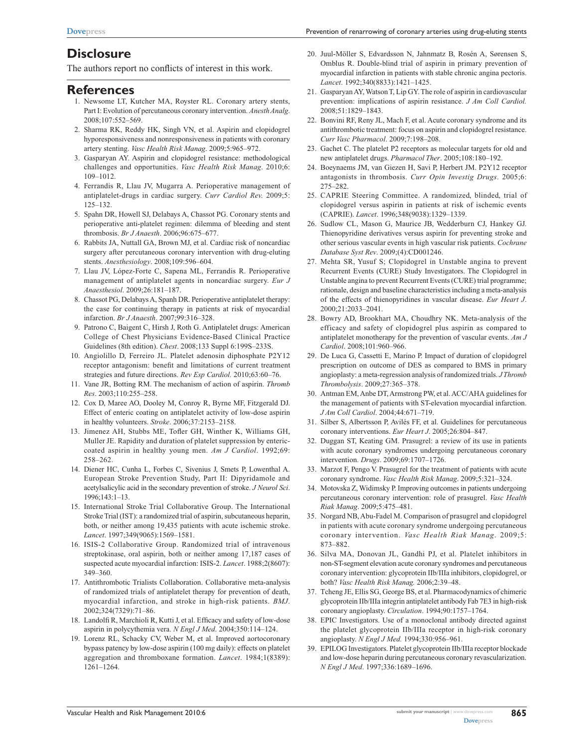## Disclosure

The authors report no conflicts of interest in this work.

## References

1. Newsome LT, Kutcher MA, Royster RL. Coronary artery stents, Part I: Evolution of percutaneous coronary intervention. *Anesth Analg*. 2008;107:552–569.
2. Sharma RK, Reddy HK, Singh VN, et al. Aspirin and clopidogrel hyporesponsiveness and nonresponsiveness in patients with coronary artery stenting. *Vasc Health Risk Manag*. 2009;5:965–972.
3. Gasparyan AY. Aspirin and clopidogrel resistance: methodological challenges and opportunities. *Vasc Health Risk Manag*. 2010;6: 109–1012.
4. Ferrandis R, Llau JV, Mugarra A. Perioperative management of antiplatelet-drugs in cardiac surgery. *Curr Cardiol Rev.* 2009;5: 125–132.
5. Spahn DR, Howell SJ, Delabays A, Chassot PG. Coronary stents and perioperative anti-platelet regimen: dilemma of bleeding and stent thrombosis. *Br J Anaesth*. 2006;96:675–677.
6. Rabbits JA, Nuttall GA, Brown MJ, et al. Cardiac risk of noncardiac surgery after percutaneous coronary intervention with drug-eluting stents. *Anesthesiology*. 2008;109:596–604.
7. Llau JV, López-Forte C, Sapena ML, Ferrandis R. Perioperative management of antiplatelet agents in noncardiac surgery. *Eur J Anaesthesiol*. 2009;26:181–187.
8. Chassot PG, Delabays A, Spanh DR. Perioperative antiplatelet therapy: the case for continuing therapy in patients at risk of myocardial infarction. *Br J Anaesth*. 2007;99:316–328.
9. Patrono C, Baigent C, Hirsh J, Roth G. Antiplatelet drugs: American College of Chest Physicians Evidence-Based Clinical Practice Guidelines (8th edition). *Chest*. 2008;133 Suppl 6:199S–233S.
10. Angiolillo D, Ferreiro JL. Platelet adenosin diphosphate P2Y12 receptor antagonism: benefit and limitations of current treatment strategies and future directions. *Rev Esp Cardiol.* 2010;63:60–76.
11. Vane JR, Botting RM. The mechanism of action of aspirin. *Thromb Res*. 2003;110:255–258.
12. Cox D, Maree AO, Dooley M, Conroy R, Byrne MF, Fitzgerald DJ. Effect of enteric coating on antiplatelet activity of low-dose aspirin in healthy volunteers. *Stroke*. 2006;37:2153–2158.
13. Jimenez AH, Stubbs ME, Tofler GH, Winther K, Williams GH, Muller JE. Rapidity and duration of platelet suppression by enteric-coated aspirin in healthy young men. *Am J Cardiol*. 1992;69: 258–262.
14. Diener HC, Cunha L, Forbes C, Sivenius J, Smets P, Lowenthal A. European Stroke Prevention Study, Part II: Dipyridamole and acetylsalicylic acid in the secondary prevention of stroke. *J Neurol Sci*. 1996;143:1–13.
15. International Stroke Trial Collaborative Group. The International Stroke Trial (IST): a randomized trial of aspirin, subcutaneous heparin, both, or neither among 19,435 patients with acute ischemic stroke. *Lancet*. 1997;349(9065):1569–1581.
16. ISIS-2 Collaborative Group. Randomized trial of intravenous streptokinase, oral aspirin, both or neither among 17,187 cases of suspected acute myocardial infarction: ISIS-2. *Lancet*. 1988;2(8607): 349–360.
17. Antithrombotic Trialists Collaboration. Collaborative meta-analysis of randomized trials of antiplatelet therapy for prevention of death, myocardial infarction, and stroke in high-risk patients. *BMJ*. 2002;324(7329):71–86.
18. Landolfi R, Marchioli R, Kutti J, et al. Efficacy and safety of low-dose aspirin in polycythemia vera. *N Engl J Med*. 2004;350:114–124.
19. Lorenz RL, Schacky CV, Weber M, et al. Improved aortocoronary bypass patency by low-dose aspirin (100 mg daily): effects on platelet aggregation and thromboxane formation. *Lancet*. 1984;1(8389): 1261–1264.
20. Juul-Möller S, Edvardsson N, Jahnmatz B, Rosén A, Sørensen S, Omblus R. Double-blind trial of aspirin in primary prevention of myocardial infarction in patients with stable chronic angina pectoris. *Lancet*. 1992;340(8833):1421–1425.
21. Gasparyan AY, Watson T, Lip GY. The role of aspirin in cardiovascular prevention: implications of aspirin resistance. *J Am Coll Cardiol.* 2008;51:1829–1843.
22. Bonvini RF, Reny JL, Mach F, et al. Acute coronary syndrome and its antithrombotic treatment: focus on aspirin and clopidogrel resistance. *Curr Vasc Pharmacol*. 2009;7:198–208.
23. Gachet C. The platelet P2 receptors as molecular targets for old and new antiplatelet drugs. *Pharmacol Ther*. 2005;108:180–192.
24. Boeynaems JM, van Giezen H, Savi P, Herbert JM. P2Y12 receptor antagonists in thrombosis. *Curr Opin Investig Drugs*. 2005;6: 275–282.
25. CAPRIE Steering Committee. A randomized, blinded, trial of clopidogrel versus aspirin in patients at risk of ischemic events (CAPRIE). *Lancet*. 1996;348(9038):1329–1339.
26. Sudlow CL, Mason G, Maurice JB, Wedderburn CJ, Hankey GJ. Thienopyridine derivatives versus aspirin for preventing stroke and other serious vascular events in high vascular risk patients. *Cochrane Database Syst Rev*. 2009;(4):CD001246.
27. Mehta SR, Yusuf S; Clopidogrel in Unstable angina to prevent Recurrent Events (CURE) Study Investigators. The Clopidogrel in Unstable angina to prevent Recurrent Events (CURE) trial programme; rationale, design and baseline characteristics including a meta-analysis of the effects of thienopyridines in vascular disease. *Eur Heart J*. 2000;21:2033–2041.
28. Bowry AD, Brookhart MA, Choudhry NK. Meta-analysis of the efficacy and safety of clopidogrel plus aspirin as compared to antiplatelet monotherapy for the prevention of vascular events. *Am J Cardiol*. 2008;101:960–966.
29. De Luca G, Cassetti E, Marino P. Impact of duration of clopidogrel prescription on outcome of DES as compared to BMS in primary angioplasty: a meta-regression analysis of randomized trials. *J Thromb Thrombolysis*. 2009;27:365–378.
30. Antman EM, Anbe DT, Armstrong PW, et al. ACC/AHA guidelines for the management of patients with ST-elevation myocardial infarction. *J Am Coll Cardiol*. 2004;44:671–719.
31. Silber S, Albertsson P, Avilés FF, et al. Guidelines for percutaneous coronary interventions. *Eur Heart J*. 2005;26:804–847.
32. Duggan ST, Keating GM. Prasugrel: a review of its use in patients with acute coronary syndromes undergoing percutaneous coronary intervention. *Drugs*. 2009;69:1707–1726.
33. Marzot F, Pengo V. Prasugrel for the treatment of patients with acute coronary syndrome. *Vasc Health Risk Manag*. 2009;5:321–324.
34. Motovska Z, Widimsky P. Improving outcomes in patients undergoing percutaneous coronary intervention: role of prasugrel. *Vasc Health Riak Manag*. 2009;5:475–481.
35. Norgard NB, Abu-Fadel M. Comparison of prasugrel and clopidogrel in patients with acute coronary syndrome undergoing percutaneous coronary intervention. *Vasc Health Riak Manag*. 2009;5: 873–882.
36. Silva MA, Donovan JL, Gandhi PJ, et al. Platelet inhibitors in non-ST-segment elevation acute coronary syndromes and percutaneous coronary intervention: glycoprotein IIb/IIIa inhibitors, clopidogrel, or both? *Vasc Health Risk Manag.* 2006;2:39–48.
37. Tcheng JE, Ellis SG, George BS, et al. Pharmacodynamics of chimeric glycoprotein IIb/IIIa integrin antiplatelet antibody Fab 7E3 in high-risk coronary angioplasty. *Circulation*. 1994;90:1757–1764.
38. EPIC Investigators. Use of a monoclonal antibody directed against the platelet glycoprotein IIb/IIIa receptor in high-risk coronary angioplasty. *N Engl J Med.* 1994;330:956–961.
39. EPILOG Investigators. Platelet glycoprotein IIb/IIIa receptor blockade and low-dose heparin during percutaneous coronary revascularization. *N Engl J Med*. 1997;336:1689–1696.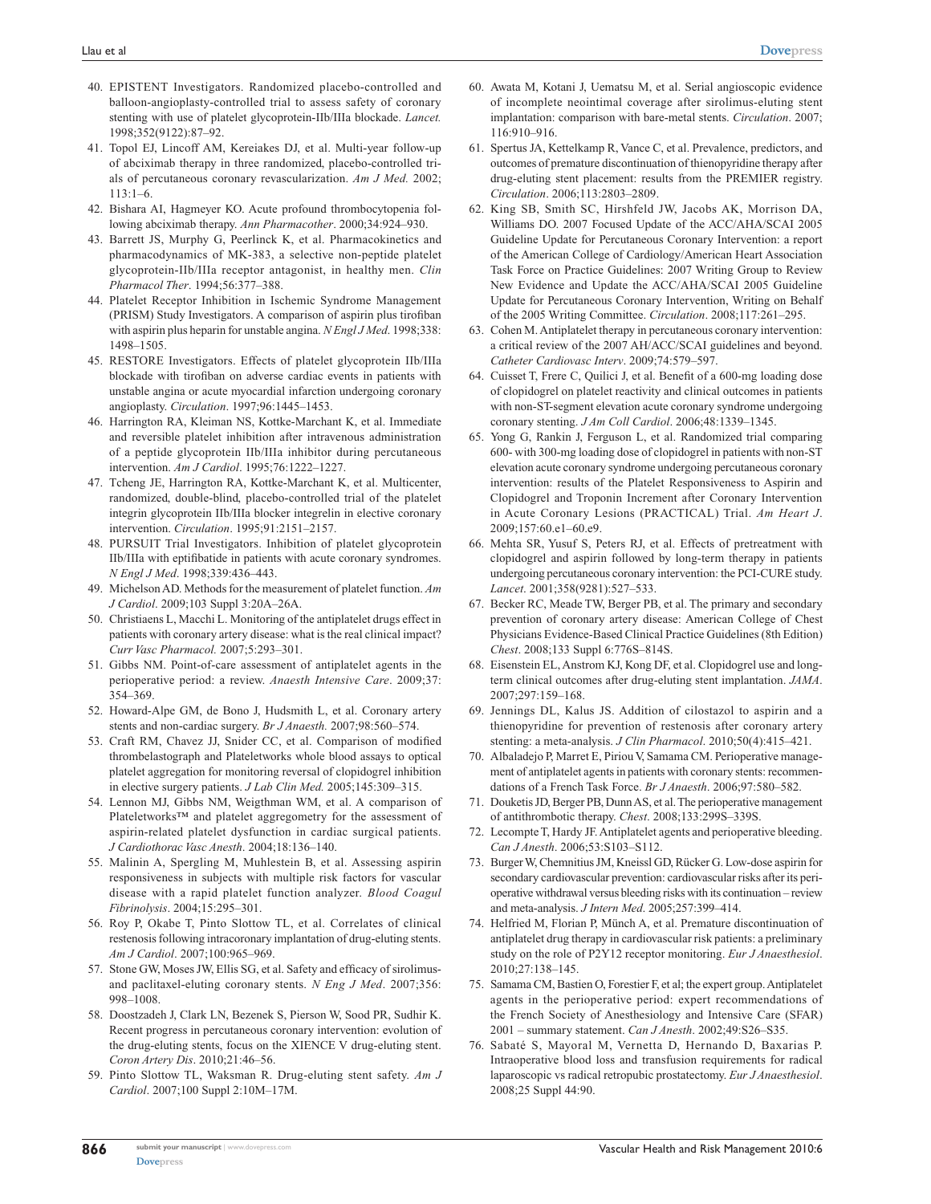40. EPISTENT Investigators. Randomized placebo-controlled and balloon-angioplasty-controlled trial to assess safety of coronary stenting with use of platelet glycoprotein-IIb/IIIa blockade. *Lancet.* 1998;352(9122):87–92.
41. Topol EJ, Lincoff AM, Kereiakes DJ, et al. Multi-year follow-up of abciximab therapy in three randomized, placebo-controlled trials of percutaneous coronary revascularization. *Am J Med.* 2002; 113:1–6.
42. Bishara AI, Hagmeyer KO. Acute profound thrombocytopenia following abciximab therapy. *Ann Pharmacother*. 2000;34:924–930.
43. Barrett JS, Murphy G, Peerlinck K, et al. Pharmacokinetics and pharmacodynamics of MK-383, a selective non-peptide platelet glycoprotein-IIb/IIIa receptor antagonist, in healthy men. *Clin Pharmacol Ther*. 1994;56:377–388.
44. Platelet Receptor Inhibition in Ischemic Syndrome Management (PRISM) Study Investigators. A comparison of aspirin plus tirofiban with aspirin plus heparin for unstable angina. *N Engl J Med*. 1998;338: 1498–1505.
45. RESTORE Investigators. Effects of platelet glycoprotein IIb/IIIa blockade with tirofiban on adverse cardiac events in patients with unstable angina or acute myocardial infarction undergoing coronary angioplasty. *Circulation*. 1997;96:1445–1453.
46. Harrington RA, Kleiman NS, Kottke-Marchant K, et al. Immediate and reversible platelet inhibition after intravenous administration of a peptide glycoprotein IIb/IIIa inhibitor during percutaneous intervention. *Am J Cardiol*. 1995;76:1222–1227.
47. Tcheng JE, Harrington RA, Kottke-Marchant K, et al. Multicenter, randomized, double-blind, placebo-controlled trial of the platelet integrin glycoprotein IIb/IIIa blocker integrelin in elective coronary intervention. *Circulation*. 1995;91:2151–2157.
48. PURSUIT Trial Investigators. Inhibition of platelet glycoprotein IIb/IIIa with eptifibatide in patients with acute coronary syndromes. *N Engl J Med*. 1998;339:436–443.
49. Michelson AD. Methods for the measurement of platelet function. *Am J Cardiol*. 2009;103 Suppl 3:20A–26A.
50. Christiaens L, Macchi L. Monitoring of the antiplatelet drugs effect in patients with coronary artery disease: what is the real clinical impact? *Curr Vasc Pharmacol.* 2007;5:293–301.
51. Gibbs NM. Point-of-care assessment of antiplatelet agents in the perioperative period: a review. *Anaesth Intensive Care*. 2009;37: 354–369.
52. Howard-Alpe GM, de Bono J, Hudsmith L, et al. Coronary artery stents and non-cardiac surgery. *Br J Anaesth.* 2007;98:560–574.
53. Craft RM, Chavez JJ, Snider CC, et al. Comparison of modified thrombelastograph and Plateletworks whole blood assays to optical platelet aggregation for monitoring reversal of clopidogrel inhibition in elective surgery patients. *J Lab Clin Med.* 2005;145:309–315.
54. Lennon MJ, Gibbs NM, Weigthman WM, et al. A comparison of Plateletworks™ and platelet aggregometry for the assessment of aspirin-related platelet dysfunction in cardiac surgical patients. *J Cardiothorac Vasc Anesth*. 2004;18:136–140.
55. Malinin A, Spergling M, Muhlestein B, et al. Assessing aspirin responsiveness in subjects with multiple risk factors for vascular disease with a rapid platelet function analyzer. *Blood Coagul Fibrinolysis*. 2004;15:295–301.
56. Roy P, Okabe T, Pinto Slottow TL, et al. Correlates of clinical restenosis following intracoronary implantation of drug-eluting stents. *Am J Cardiol*. 2007;100:965–969.
57. Stone GW, Moses JW, Ellis SG, et al. Safety and efficacy of sirolimus- and paclitaxel-eluting coronary stents. *N Eng J Med*. 2007;356: 998–1008.
58. Doostzadeh J, Clark LN, Bezenek S, Pierson W, Sood PR, Sudhir K. Recent progress in percutaneous coronary intervention: evolution of the drug-eluting stents, focus on the XIENCE V drug-eluting stent. *Coron Artery Dis*. 2010;21:46–56.
59. Pinto Slottow TL, Waksman R. Drug-eluting stent safety. *Am J Cardiol*. 2007;100 Suppl 2:10M–17M.
60. Awata M, Kotani J, Uematsu M, et al. Serial angioscopic evidence of incomplete neointimal coverage after sirolimus-eluting stent implantation: comparison with bare-metal stents. *Circulation*. 2007; 116:910–916.
61. Spertus JA, Kettelkamp R, Vance C, et al. Prevalence, predictors, and outcomes of premature discontinuation of thienopyridine therapy after drug-eluting stent placement: results from the PREMIER registry. *Circulation*. 2006;113:2803–2809.
62. King SB, Smith SC, Hirshfeld JW, Jacobs AK, Morrison DA, Williams DO. 2007 Focused Update of the ACC/AHA/SCAI 2005 Guideline Update for Percutaneous Coronary Intervention: a report of the American College of Cardiology/American Heart Association Task Force on Practice Guidelines: 2007 Writing Group to Review New Evidence and Update the ACC/AHA/SCAI 2005 Guideline Update for Percutaneous Coronary Intervention, Writing on Behalf of the 2005 Writing Committee. *Circulation*. 2008;117:261–295.
63. Cohen M. Antiplatelet therapy in percutaneous coronary intervention: a critical review of the 2007 AH/ACC/SCAI guidelines and beyond. *Catheter Cardiovasc Interv*. 2009;74:579–597.
64. Cuisset T, Frere C, Quilici J, et al. Benefit of a 600-mg loading dose of clopidogrel on platelet reactivity and clinical outcomes in patients with non-ST-segment elevation acute coronary syndrome undergoing coronary stenting. *J Am Coll Cardiol*. 2006;48:1339–1345.
65. Yong G, Rankin J, Ferguson L, et al. Randomized trial comparing 600- with 300-mg loading dose of clopidogrel in patients with non-ST elevation acute coronary syndrome undergoing percutaneous coronary intervention: results of the Platelet Responsiveness to Aspirin and Clopidogrel and Troponin Increment after Coronary Intervention in Acute Coronary Lesions (PRACTICAL) Trial. *Am Heart J*. 2009;157:60.e1–60.e9.
66. Mehta SR, Yusuf S, Peters RJ, et al. Effects of pretreatment with clopidogrel and aspirin followed by long-term therapy in patients undergoing percutaneous coronary intervention: the PCI-CURE study. *Lancet*. 2001;358(9281):527–533.
67. Becker RC, Meade TW, Berger PB, et al. The primary and secondary prevention of coronary artery disease: American College of Chest Physicians Evidence-Based Clinical Practice Guidelines (8th Edition) *Chest*. 2008;133 Suppl 6:776S–814S.
68. Eisenstein EL, Anstrom KJ, Kong DF, et al. Clopidogrel use and long-term clinical outcomes after drug-eluting stent implantation. *JAMA*. 2007;297:159–168.
69. Jennings DL, Kalus JS. Addition of cilostazol to aspirin and a thienopyridine for prevention of restenosis after coronary artery stenting: a meta-analysis. *J Clin Pharmacol*. 2010;50(4):415–421.
70. Albaladejo P, Marret E, Piriou V, Samama CM. Perioperative management of antiplatelet agents in patients with coronary stents: recommendations of a French Task Force. *Br J Anaesth*. 2006;97:580–582.
71. Douketis JD, Berger PB, Dunn AS, et al. The perioperative management of antithrombotic therapy. *Chest*. 2008;133:299S–339S.
72. Lecompte T, Hardy JF. Antiplatelet agents and perioperative bleeding. *Can J Anesth*. 2006;53:S103–S112.
73. Burger W, Chemnitius JM, Kneissl GD, Rücker G. Low-dose aspirin for secondary cardiovascular prevention: cardiovascular risks after its perioperative withdrawal versus bleeding risks with its continuation – review and meta-analysis. *J Intern Med*. 2005;257:399–414.
74. Helfried M, Florian P, Münch A, et al. Premature discontinuation of antiplatelet drug therapy in cardiovascular risk patients: a preliminary study on the role of P2Y12 receptor monitoring. *Eur J Anaesthesiol*. 2010;27:138–145.
75. Samama CM, Bastien O, Forestier F, et al; the expert group. Antiplatelet agents in the perioperative period: expert recommendations of the French Society of Anesthesiology and Intensive Care (SFAR) 2001 – summary statement. *Can J Anesth*. 2002;49:S26–S35.
76. Sabaté S, Mayoral M, Vernetta D, Hernando D, Baxarias P. Intraoperative blood loss and transfusion requirements for radical laparoscopic vs radical retropubic prostatectomy. *Eur J Anaesthesiol*. 2008;25 Suppl 44:90.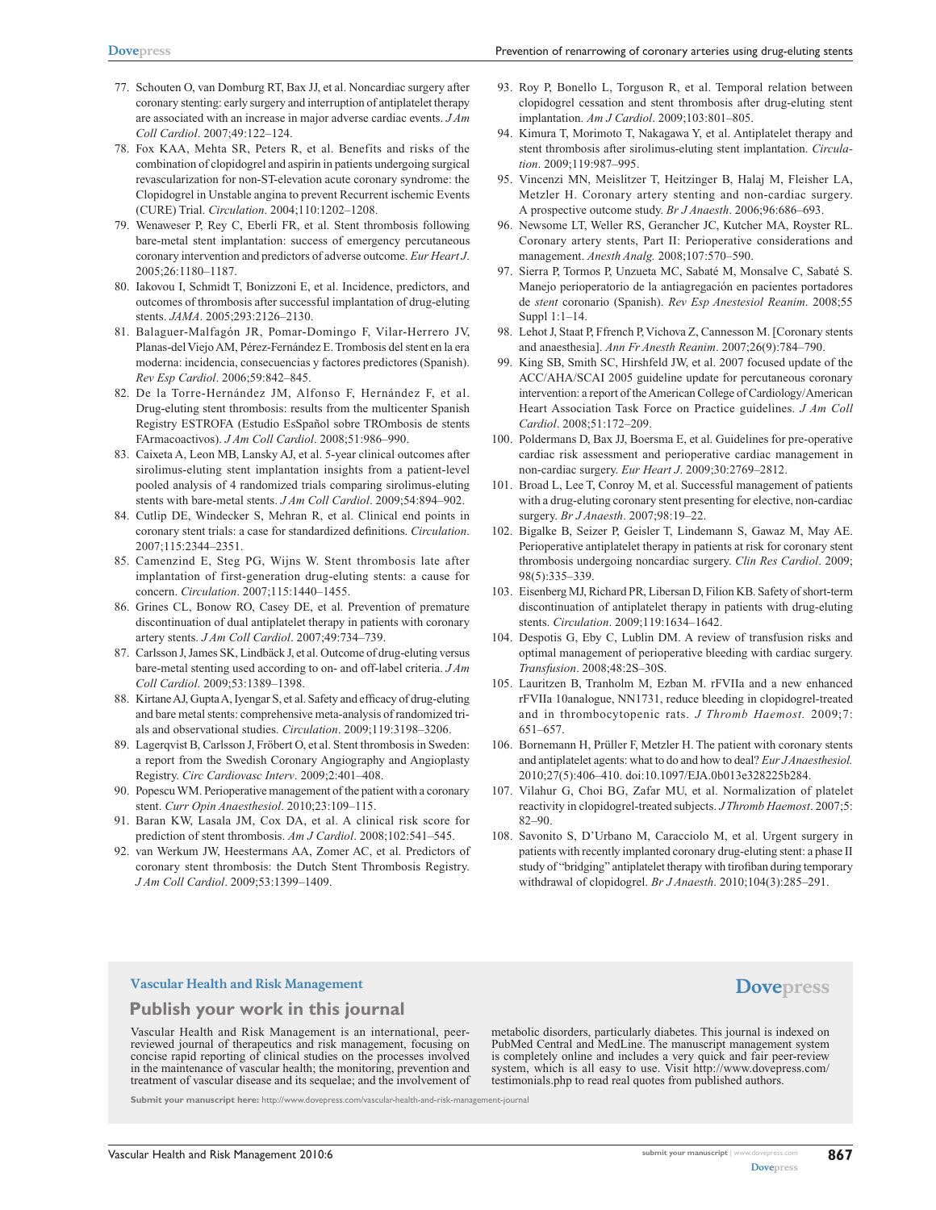77. Schouten O, van Domburg RT, Bax JJ, et al. Noncardiac surgery after coronary stenting: early surgery and interruption of antiplatelet therapy are associated with an increase in major adverse cardiac events. *J Am Coll Cardiol*. 2007;49:122–124.
78. Fox KAA, Mehta SR, Peters R, et al. Benefits and risks of the combination of clopidogrel and aspirin in patients undergoing surgical revascularization for non-ST-elevation acute coronary syndrome: the Clopidogrel in Unstable angina to prevent Recurrent ischemic Events (CURE) Trial. *Circulation*. 2004;110:1202–1208.
79. Wenaweser P, Rey C, Eberli FR, et al. Stent thrombosis following bare-metal stent implantation: success of emergency percutaneous coronary intervention and predictors of adverse outcome. *Eur Heart J*. 2005;26:1180–1187.
80. Iakovou I, Schmidt T, Bonizzoni E, et al. Incidence, predictors, and outcomes of thrombosis after successful implantation of drug-eluting stents. *JAMA*. 2005;293:2126–2130.
81. Balaguer-Malfagón JR, Pomar-Domingo F, Vilar-Herrero JV, Planas-del Viejo AM, Pérez-Fernández E. Trombosis del stent en la era moderna: incidencia, consecuencias y factores predictores (Spanish). *Rev Esp Cardiol*. 2006;59:842–845.
82. De la Torre-Hernández JM, Alfonso F, Hernández F, et al. Drug-eluting stent thrombosis: results from the multicenter Spanish Registry ESTROFA (Estudio EsSpañol sobre TROmbosis de stents FArmacoactivos). *J Am Coll Cardiol*. 2008;51:986–990.
83. Caixeta A, Leon MB, Lansky AJ, et al. 5-year clinical outcomes after sirolimus-eluting stent implantation insights from a patient-level pooled analysis of 4 randomized trials comparing sirolimus-eluting stents with bare-metal stents. *J Am Coll Cardiol*. 2009;54:894–902.
84. Cutlip DE, Windecker S, Mehran R, et al. Clinical end points in coronary stent trials: a case for standardized definitions. *Circulation*. 2007;115:2344–2351.
85. Camenzind E, Steg PG, Wijns W. Stent thrombosis late after implantation of first-generation drug-eluting stents: a cause for concern. *Circulation*. 2007;115:1440–1455.
86. Grines CL, Bonow RO, Casey DE, et al. Prevention of premature discontinuation of dual antiplatelet therapy in patients with coronary artery stents. *J Am Coll Cardiol*. 2007;49:734–739.
87. Carlsson J, James SK, Lindbäck J, et al. Outcome of drug-eluting versus bare-metal stenting used according to on- and off-label criteria. *J Am Coll Cardiol*. 2009;53:1389–1398.
88. Kirtane AJ, Gupta A, Iyengar S, et al. Safety and efficacy of drug-eluting and bare metal stents: comprehensive meta-analysis of randomized trials and observational studies. *Circulation*. 2009;119:3198–3206.
89. Lagerqvist B, Carlsson J, Fröbert O, et al. Stent thrombosis in Sweden: a report from the Swedish Coronary Angiography and Angioplasty Registry. *Circ Cardiovasc Interv*. 2009;2:401–408.
90. Popescu WM. Perioperative management of the patient with a coronary stent. *Curr Opin Anaesthesiol*. 2010;23:109–115.
91. Baran KW, Lasala JM, Cox DA, et al. A clinical risk score for prediction of stent thrombosis. *Am J Cardiol*. 2008;102:541–545.
92. van Werkum JW, Heestermans AA, Zomer AC, et al. Predictors of coronary stent thrombosis: the Dutch Stent Thrombosis Registry. *J Am Coll Cardiol*. 2009;53:1399–1409.
93. Roy P, Bonello L, Torguson R, et al. Temporal relation between clopidogrel cessation and stent thrombosis after drug-eluting stent implantation. *Am J Cardiol*. 2009;103:801–805.
94. Kimura T, Morimoto T, Nakagawa Y, et al. Antiplatelet therapy and stent thrombosis after sirolimus-eluting stent implantation. *Circulation*. 2009;119:987–995.
95. Vincenzi MN, Meislitzer T, Heitzinger B, Halaj M, Fleisher LA, Metzler H. Coronary artery stenting and non-cardiac surgery. A prospective outcome study. *Br J Anaesth*. 2006;96:686–693.
96. Newsome LT, Weller RS, Gerancher JC, Kutcher MA, Royster RL. Coronary artery stents, Part II: Perioperative considerations and management. *Anesth Analg*. 2008;107:570–590.
97. Sierra P, Tormos P, Unzueta MC, Sabaté M, Monsalve C, Sabaté S. Manejo perioperatorio de la antiagregación en pacientes portadores de *stent* coronario (Spanish). *Rev Esp Anestesiol Reanim*. 2008;55 Suppl 1:1–14.
98. Lehot J, Staat P, Ffrench P, Vichova Z, Cannesson M. [Coronary stents and anaesthesia]. *Ann Fr Anesth Reanim*. 2007;26(9):784–790.
99. King SB, Smith SC, Hirshfeld JW, et al. 2007 focused update of the ACC/AHA/SCAI 2005 guideline update for percutaneous coronary intervention: a report of the American College of Cardiology/American Heart Association Task Force on Practice guidelines. *J Am Coll Cardiol*. 2008;51:172–209.
100. Poldermans D, Bax JJ, Boersma E, et al. Guidelines for pre-operative cardiac risk assessment and perioperative cardiac management in non-cardiac surgery. *Eur Heart J*. 2009;30:2769–2812.
101. Broad L, Lee T, Conroy M, et al. Successful management of patients with a drug-eluting coronary stent presenting for elective, non-cardiac surgery. *Br J Anaesth*. 2007;98:19–22.
102. Bigalke B, Seizer P, Geisler T, Lindemann S, Gawaz M, May AE. Perioperative antiplatelet therapy in patients at risk for coronary stent thrombosis undergoing noncardiac surgery. *Clin Res Cardiol*. 2009;98(5):335–339.
103. Eisenberg MJ, Richard PR, Libersan D, Filion KB. Safety of short-term discontinuation of antiplatelet therapy in patients with drug-eluting stents. *Circulation*. 2009;119:1634–1642.
104. Despotis G, Eby C, Lublin DM. A review of transfusion risks and optimal management of perioperative bleeding with cardiac surgery. *Transfusion*. 2008;48:2S–30S.
105. Lauritzen B, Tranholm M, Ezban M. rFVIIa and a new enhanced rFVIIa 10analogue, NN1731, reduce bleeding in clopidogrel-treated and in thrombocytopenic rats. *J Thromb Haemost.* 2009;7:651–657.
106. Bornemann H, Prüller F, Metzler H. The patient with coronary stents and antiplatelet agents: what to do and how to deal? *Eur J Anaesthesiol.* 2010;27(5):406–410. doi:10.1097/EJA.0b013e328225b284.
107. Vilahur G, Choi BG, Zafar MU, et al. Normalization of platelet reactivity in clopidogrel-treated subjects. *J Thromb Haemost*. 2007;5:82–90.
108. Savonito S, D'Urbano M, Caracciolo M, et al. Urgent surgery in patients with recently implanted coronary drug-eluting stent: a phase II study of "bridging" antiplatelet therapy with tirofiban during temporary withdrawal of clopidogrel. *Br J Anaesth*. 2010;104(3):285–291.

**Vascular Health and Risk Management**

**Dovepress**

## Publish your work in this journal

Vascular Health and Risk Management is an international, peer-reviewed journal of therapeutics and risk management, focusing on concise rapid reporting of clinical studies on the processes involved in the maintenance of vascular health; the monitoring, prevention and treatment of vascular disease and its sequelae; and the involvement of metabolic disorders, particularly diabetes. This journal is indexed on PubMed Central and MedLine. The manuscript management system is completely online and includes a very quick and fair peer-review system, which is all easy to use. Visit http://www.dovepress.com/testimonials.php to read real quotes from published authors.

**Submit your manuscript here:** http://www.dovepress.com/vascular-health-and-risk-management-journal